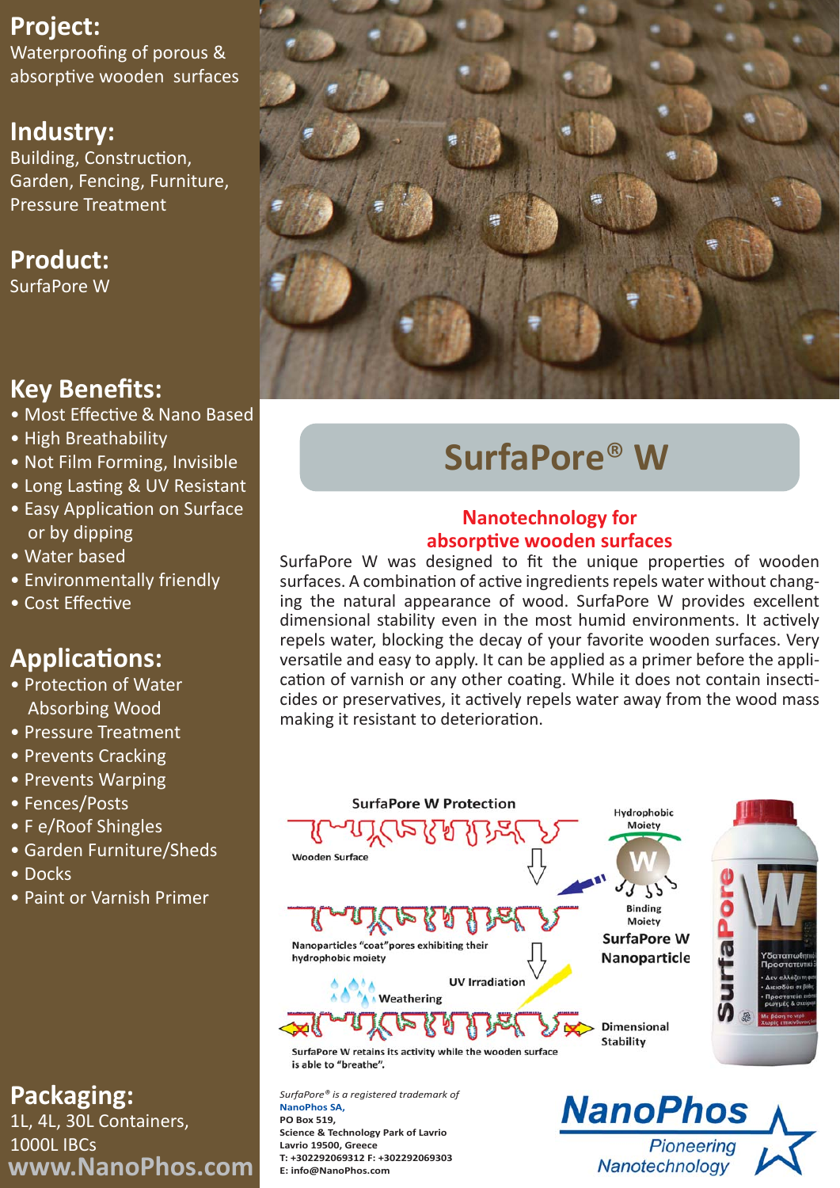## Project:
Waterproofing of porous & absorptive wooden surfaces

## Industry:
Building, Construction, Garden, Fencing, Furniture, Pressure Treatment

## Product:
SurfaPore W

## Key Benefits:
- Most Effective & Nano Based
- High Breathability
- Not Film Forming, Invisible
- Long Lasting & UV Resistant
- Easy Application on Surface or by dipping
- Water based
- Environmentally friendly
- Cost Effective

## Applications:
- Protection of Water Absorbing Wood
- Pressure Treatment
- Prevents Cracking
- Prevents Warping
- Fences/Posts
- F e/Roof Shingles
- Garden Furniture/Sheds
- Docks
- Paint or Varnish Primer

## Packaging:
1L, 4L, 30L Containers, 1000L IBCs

www.NanoPhos.com

# SurfaPore® W

### Nanotechnology for absorptive wooden surfaces

SurfaPore W was designed to fit the unique properties of wooden surfaces. A combination of active ingredients repels water without changing the natural appearance of wood. SurfaPore W provides excellent dimensional stability even in the most humid environments. It actively repels water, blocking the decay of your favorite wooden surfaces. Very versatile and easy to apply. It can be applied as a primer before the application of varnish or any other coating. While it does not contain insecticides or preservatives, it actively repels water away from the wood mass making it resistant to deterioration.

**SurfaPore W Protection**

Wooden Surface

Nanoparticles "coat"pores exhibiting their hydrophobic moiety

Weathering

UV Irradiation

SurfaPore W retains its activity while the wooden surface is able to "breathe".

Hydrophobic Moiety

Binding Moiety

**SurfaPore W Nanoparticle**

Dimensional Stability

*SurfaPore® is a registered trademark of*
**NanoPhos SA,**
**PO Box 519,**
**Science & Technology Park of Lavrio**
**Lavrio 19500, Greece**
**T: +302292069312 F: +302292069303**
**E: info@NanoPhos.com**

**NanoPhos**
*Pioneering Nanotechnology*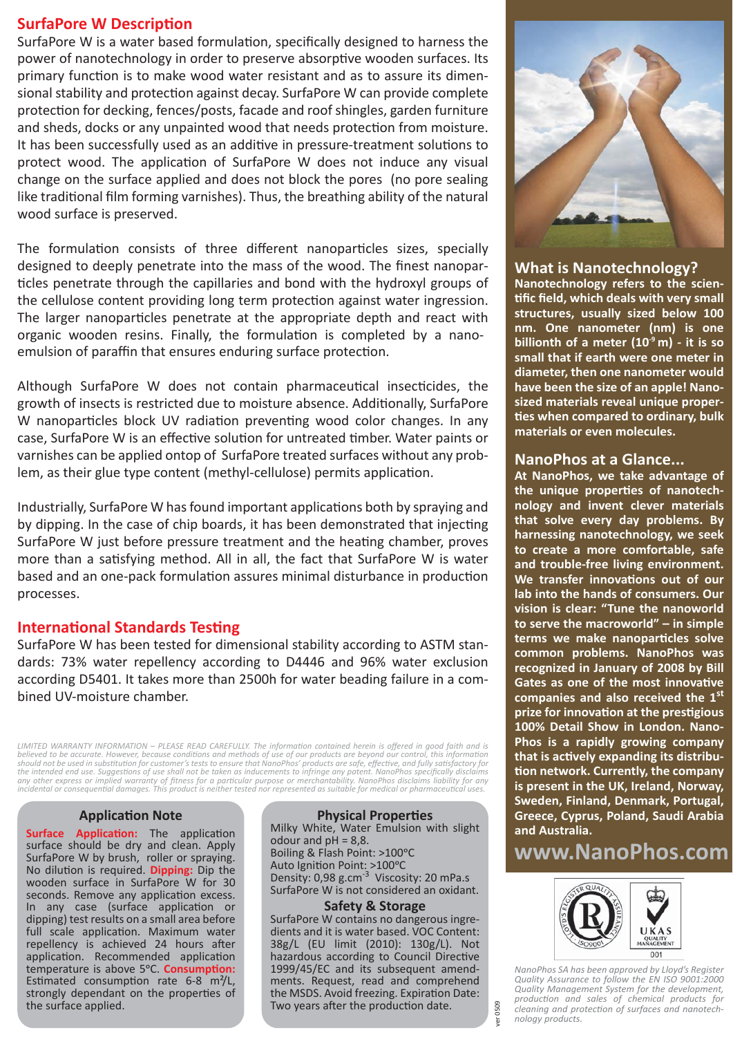## SurfaPore W Description

SurfaPore W is a water based formulation, specifically designed to harness the power of nanotechnology in order to preserve absorptive wooden surfaces. Its primary function is to make wood water resistant and as to assure its dimensional stability and protection against decay. SurfaPore W can provide complete protection for decking, fences/posts, facade and roof shingles, garden furniture and sheds, docks or any unpainted wood that needs protection from moisture. It has been successfully used as an additive in pressure-treatment solutions to protect wood. The application of SurfaPore W does not induce any visual change on the surface applied and does not block the pores (no pore sealing like traditional film forming varnishes). Thus, the breathing ability of the natural wood surface is preserved.

The formulation consists of three different nanoparticles sizes, specially designed to deeply penetrate into the mass of the wood. The finest nanoparticles penetrate through the capillaries and bond with the hydroxyl groups of the cellulose content providing long term protection against water ingression. The larger nanoparticles penetrate at the appropriate depth and react with organic wooden resins. Finally, the formulation is completed by a nano-emulsion of paraffin that ensures enduring surface protection.

Although SurfaPore W does not contain pharmaceutical insecticides, the growth of insects is restricted due to moisture absence. Additionally, SurfaPore W nanoparticles block UV radiation preventing wood color changes. In any case, SurfaPore W is an effective solution for untreated timber. Water paints or varnishes can be applied ontop of SurfaPore treated surfaces without any problem, as their glue type content (methyl-cellulose) permits application.

Industrially, SurfaPore W has found important applications both by spraying and by dipping. In the case of chip boards, it has been demonstrated that injecting SurfaPore W just before pressure treatment and the heating chamber, proves more than a satisfying method. All in all, the fact that SurfaPore W is water based and an one-pack formulation assures minimal disturbance in production processes.

## International Standards Testing

SurfaPore W has been tested for dimensional stability according to ASTM standards: 73% water repellency according to D4446 and 96% water exclusion according D5401. It takes more than 2500h for water beading failure in a combined UV-moisture chamber.

*LIMITED WARRANTY INFORMATION – PLEASE READ CAREFULLY. The information contained herein is offered in good faith and is believed to be accurate. However, because conditions and methods of use of our products are beyond our control, this information should not be used in substitution for customer's tests to ensure that NanoPhos' products are safe, effective, and fully satisfactory for the intended end use. Suggestions of use shall not be taken as inducements to infringe any patent. NanoPhos specifically disclaims any other express or implied warranty of fitness for a particular purpose or merchantability. NanoPhos disclaims liability for any incidental or consequential damages. This product is neither tested nor represented as suitable for medical or pharmaceutical uses.*

### Application Note

**Surface Application:** The application surface should be dry and clean. Apply SurfaPore W by brush, roller or spraying. No dilution is required. **Dipping:** Dip the wooden surface in SurfaPore W for 30 seconds. Remove any application excess. In any case (surface application or dipping) test results on a small area before full scale application. Maximum water repellency is achieved 24 hours after application. Recommended application temperature is above 5ºC. **Consumption:** Estimated consumption rate 6-8 $m^2$/L, strongly dependant on the properties of the surface applied.

### Physical Properties

Milky White, Water Emulsion with slight odour and pH = 8,8.
Boiling & Flash Point: >100ºC
Auto Ignition Point: >100ºC
Density: 0,98 g.cm$^{-3}$ Viscosity: 20 mPa.s
SurfaPore W is not considered an oxidant.

### Safety & Storage

SurfaPore W contains no dangerous ingredients and it is water based. VOC Content: 38g/L (EU limit (2010): 130g/L). Not hazardous according to Council Directive 1999/45/EC and its subsequent amendments. Request, read and comprehend the MSDS. Avoid freezing. Expiration Date: Two years after the production date.

ver 0509

## What is Nanotechnology?

**Nanotechnology refers to the scientific field, which deals with very small structures, usually sized below 100 nm. One nanometer (nm) is one billionth of a meter ($10^{-9}$ m) - it is so small that if earth were one meter in diameter, then one nanometer would have been the size of an apple! Nano-sized materials reveal unique properties when compared to ordinary, bulk materials or even molecules.**

## NanoPhos at a Glance...

**At NanoPhos, we take advantage of the unique properties of nanotechnology and invent clever materials that solve every day problems. By harnessing nanotechnology, we seek to create a more comfortable, safe and trouble-free living environment. We transfer innovations out of our lab into the hands of consumers. Our vision is clear: "Tune the nanoworld to serve the macroworld" – in simple terms we make nanoparticles solve common problems. NanoPhos was recognized in January of 2008 by Bill Gates as one of the most innovative companies and also received the 1st prize for innovation at the prestigious 100% Detail Show in London. NanoPhos is a rapidly growing company that is actively expanding its distribution network. Currently, the company is present in the UK, Ireland, Norway, Sweden, Finland, Denmark, Portugal, Greece, Cyprus, Poland, Saudi Arabia and Australia.**

## www.NanoPhos.com

LLOYD'S REGISTER QUALITY ASSURANCE ISO9001
UKAS QUALITY MANAGEMENT 001

*NanoPhos SA has been approved by Lloyd's Register Quality Assurance to follow the EN ISO 9001:2000 Quality Management System for the development, production and sales of chemical products for cleaning and protection of surfaces and nanotechnology products.*